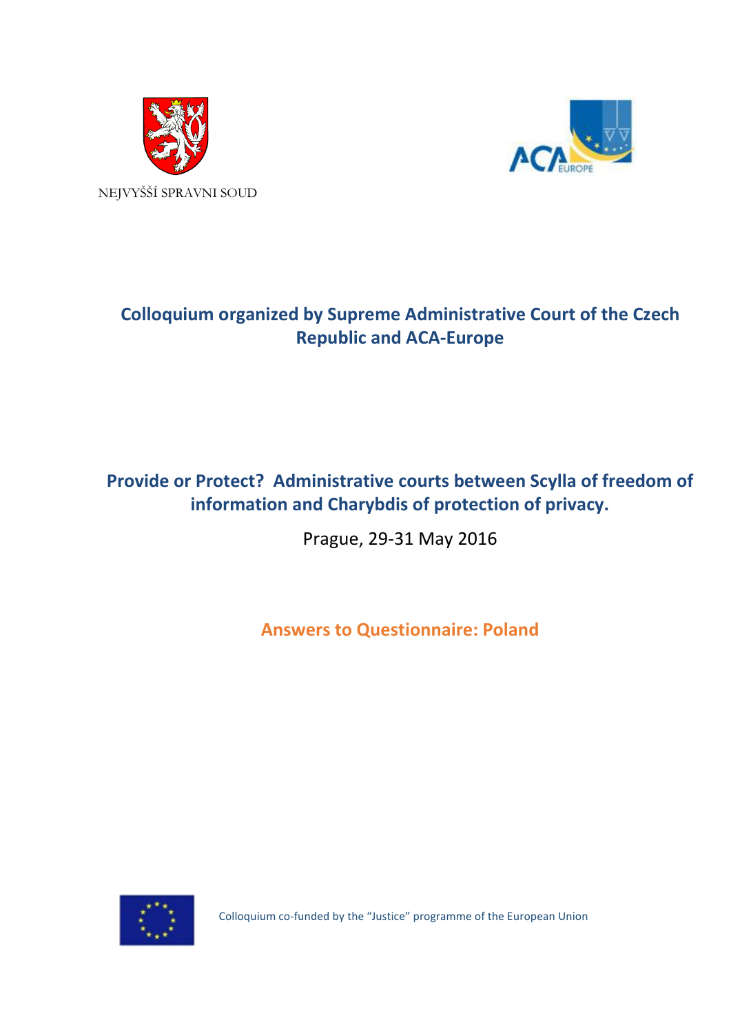NEJVYŠŠÍ SPRAVNI SOUD

## Colloquium organized by Supreme Administrative Court of the Czech Republic and ACA-Europe

# Provide or Protect? Administrative courts between Scylla of freedom of information and Charybdis of protection of privacy.

Prague, 29-31 May 2016

## Answers to Questionnaire: Poland

Colloquium co-funded by the "Justice" programme of the European Union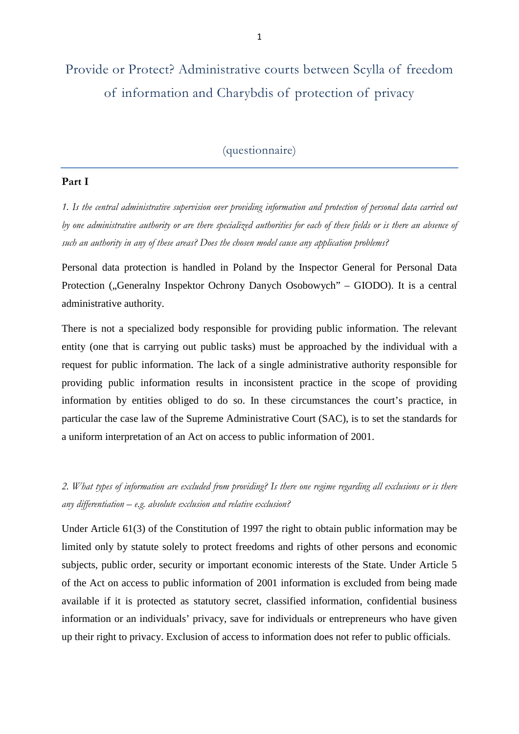# Provide or Protect? Administrative courts between Scylla of freedom of information and Charybdis of protection of privacy

(questionnaire)

---

**Part I**

*1. Is the central administrative supervision over providing information and protection of personal data carried out by one administrative authority or are there specialized authorities for each of these fields or is there an absence of such an authority in any of these areas? Does the chosen model cause any application problems?*

Personal data protection is handled in Poland by the Inspector General for Personal Data Protection („Generalny Inspektor Ochrony Danych Osobowych" – GIODO). It is a central administrative authority.

There is not a specialized body responsible for providing public information. The relevant entity (one that is carrying out public tasks) must be approached by the individual with a request for public information. The lack of a single administrative authority responsible for providing public information results in inconsistent practice in the scope of providing information by entities obliged to do so. In these circumstances the court's practice, in particular the case law of the Supreme Administrative Court (SAC), is to set the standards for a uniform interpretation of an Act on access to public information of 2001.

*2. What types of information are excluded from providing? Is there one regime regarding all exclusions or is there any differentiation – e.g. absolute exclusion and relative exclusion?*

Under Article 61(3) of the Constitution of 1997 the right to obtain public information may be limited only by statute solely to protect freedoms and rights of other persons and economic subjects, public order, security or important economic interests of the State. Under Article 5 of the Act on access to public information of 2001 information is excluded from being made available if it is protected as statutory secret, classified information, confidential business information or an individuals' privacy, save for individuals or entrepreneurs who have given up their right to privacy. Exclusion of access to information does not refer to public officials.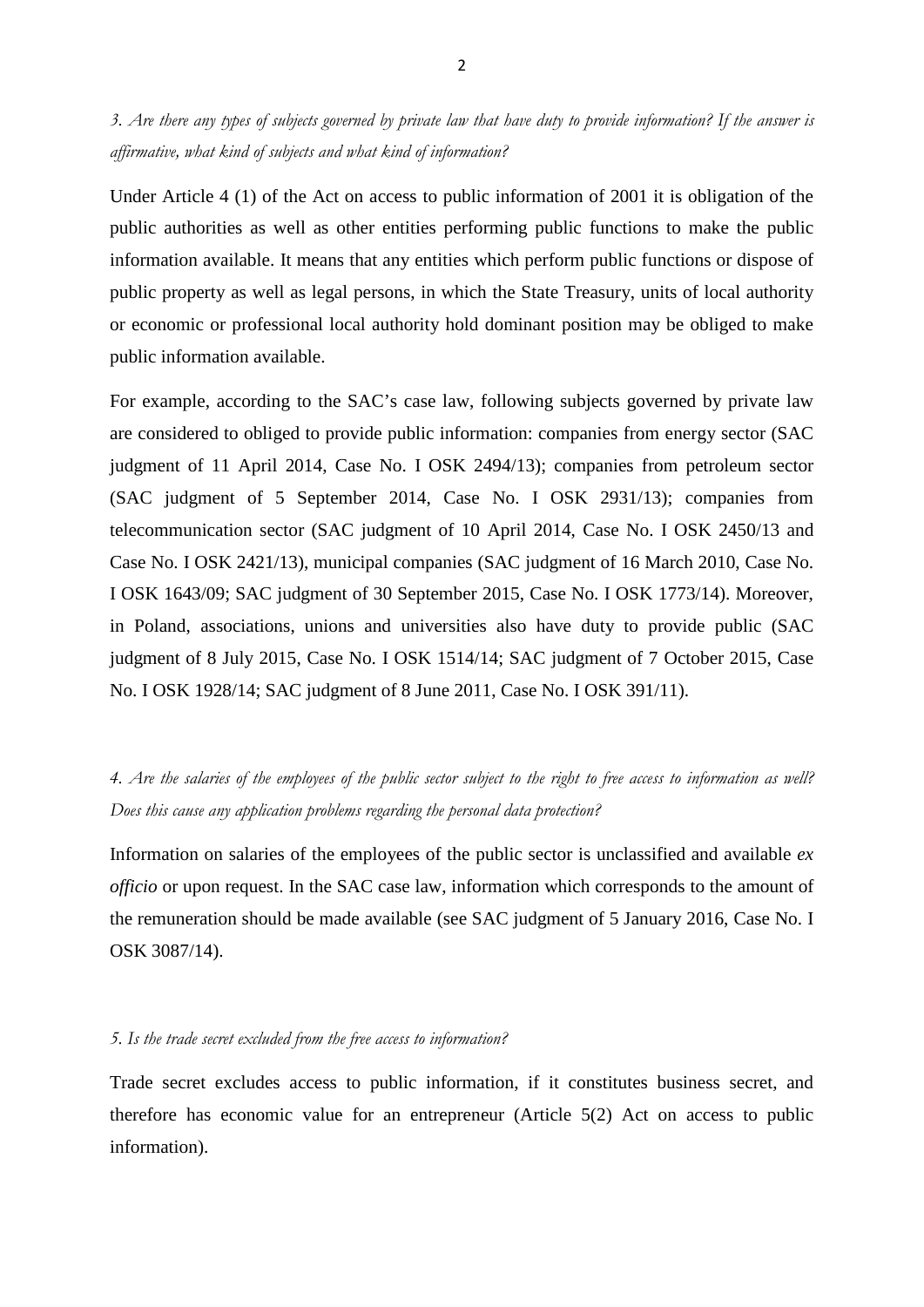*3. Are there any types of subjects governed by private law that have duty to provide information? If the answer is affirmative, what kind of subjects and what kind of information?*

Under Article 4 (1) of the Act on access to public information of 2001 it is obligation of the public authorities as well as other entities performing public functions to make the public information available. It means that any entities which perform public functions or dispose of public property as well as legal persons, in which the State Treasury, units of local authority or economic or professional local authority hold dominant position may be obliged to make public information available.

For example, according to the SAC's case law, following subjects governed by private law are considered to obliged to provide public information: companies from energy sector (SAC judgment of 11 April 2014, Case No. I OSK 2494/13); companies from petroleum sector (SAC judgment of 5 September 2014, Case No. I OSK 2931/13); companies from telecommunication sector (SAC judgment of 10 April 2014, Case No. I OSK 2450/13 and Case No. I OSK 2421/13), municipal companies (SAC judgment of 16 March 2010, Case No. I OSK 1643/09; SAC judgment of 30 September 2015, Case No. I OSK 1773/14). Moreover, in Poland, associations, unions and universities also have duty to provide public (SAC judgment of 8 July 2015, Case No. I OSK 1514/14; SAC judgment of 7 October 2015, Case No. I OSK 1928/14; SAC judgment of 8 June 2011, Case No. I OSK 391/11).

*4. Are the salaries of the employees of the public sector subject to the right to free access to information as well? Does this cause any application problems regarding the personal data protection?*

Information on salaries of the employees of the public sector is unclassified and available *ex officio* or upon request. In the SAC case law, information which corresponds to the amount of the remuneration should be made available (see SAC judgment of 5 January 2016, Case No. I OSK 3087/14).

*5. Is the trade secret excluded from the free access to information?*

Trade secret excludes access to public information, if it constitutes business secret, and therefore has economic value for an entrepreneur (Article 5(2) Act on access to public information).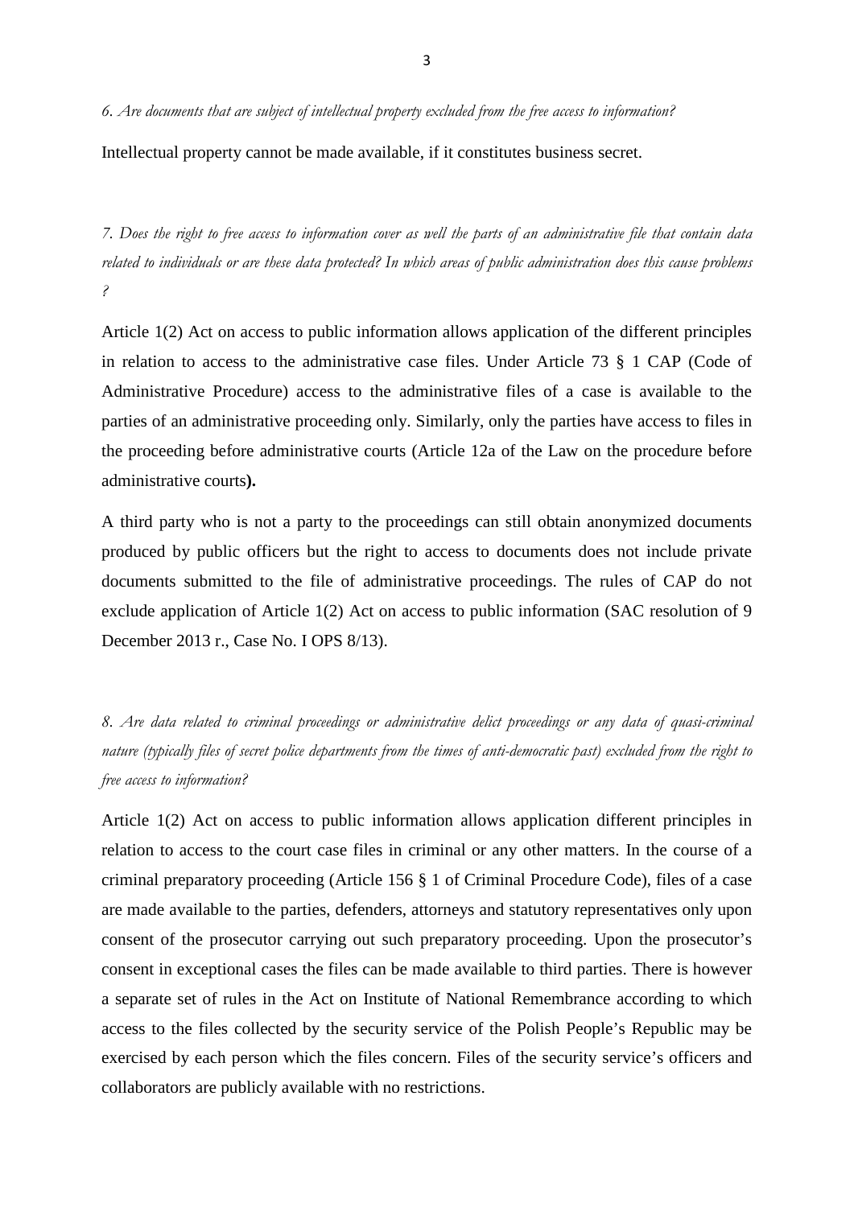*6. Are documents that are subject of intellectual property excluded from the free access to information?*

Intellectual property cannot be made available, if it constitutes business secret.

*7. Does the right to free access to information cover as well the parts of an administrative file that contain data related to individuals or are these data protected? In which areas of public administration does this cause problems ?*

Article 1(2) Act on access to public information allows application of the different principles in relation to access to the administrative case files. Under Article 73 § 1 CAP (Code of Administrative Procedure) access to the administrative files of a case is available to the parties of an administrative proceeding only. Similarly, only the parties have access to files in the proceeding before administrative courts (Article 12a of the Law on the procedure before administrative courts**).**

A third party who is not a party to the proceedings can still obtain anonymized documents produced by public officers but the right to access to documents does not include private documents submitted to the file of administrative proceedings. The rules of CAP do not exclude application of Article 1(2) Act on access to public information (SAC resolution of 9 December 2013 r., Case No. I OPS 8/13).

*8. Are data related to criminal proceedings or administrative delict proceedings or any data of quasi-criminal nature (typically files of secret police departments from the times of anti-democratic past) excluded from the right to free access to information?*

Article 1(2) Act on access to public information allows application different principles in relation to access to the court case files in criminal or any other matters. In the course of a criminal preparatory proceeding (Article 156 § 1 of Criminal Procedure Code), files of a case are made available to the parties, defenders, attorneys and statutory representatives only upon consent of the prosecutor carrying out such preparatory proceeding. Upon the prosecutor's consent in exceptional cases the files can be made available to third parties. There is however a separate set of rules in the Act on Institute of National Remembrance according to which access to the files collected by the security service of the Polish People's Republic may be exercised by each person which the files concern. Files of the security service's officers and collaborators are publicly available with no restrictions.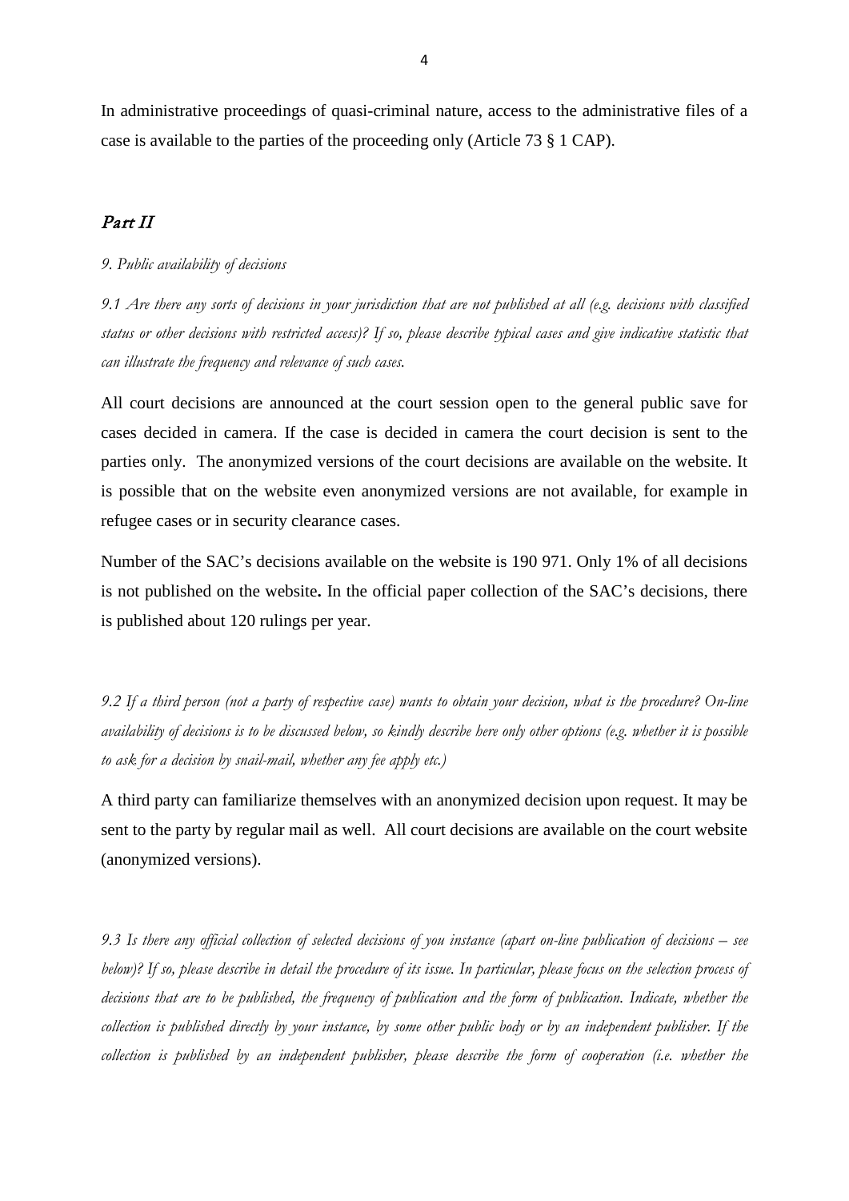In administrative proceedings of quasi-criminal nature, access to the administrative files of a case is available to the parties of the proceeding only (Article 73 § 1 CAP).

## *Part II*

*9. Public availability of decisions*

*9.1 Are there any sorts of decisions in your jurisdiction that are not published at all (e.g. decisions with classified status or other decisions with restricted access)? If so, please describe typical cases and give indicative statistic that can illustrate the frequency and relevance of such cases.*

All court decisions are announced at the court session open to the general public save for cases decided in camera. If the case is decided in camera the court decision is sent to the parties only. The anonymized versions of the court decisions are available on the website. It is possible that on the website even anonymized versions are not available, for example in refugee cases or in security clearance cases.

Number of the SAC's decisions available on the website is 190 971. Only 1% of all decisions is not published on the website**.** In the official paper collection of the SAC's decisions, there is published about 120 rulings per year.

*9.2 If a third person (not a party of respective case) wants to obtain your decision, what is the procedure? On-line availability of decisions is to be discussed below, so kindly describe here only other options (e.g. whether it is possible to ask for a decision by snail-mail, whether any fee apply etc.)*

A third party can familiarize themselves with an anonymized decision upon request. It may be sent to the party by regular mail as well. All court decisions are available on the court website (anonymized versions).

*9.3 Is there any official collection of selected decisions of you instance (apart on-line publication of decisions – see below)? If so, please describe in detail the procedure of its issue. In particular, please focus on the selection process of decisions that are to be published, the frequency of publication and the form of publication. Indicate, whether the collection is published directly by your instance, by some other public body or by an independent publisher. If the collection is published by an independent publisher, please describe the form of cooperation (i.e. whether the*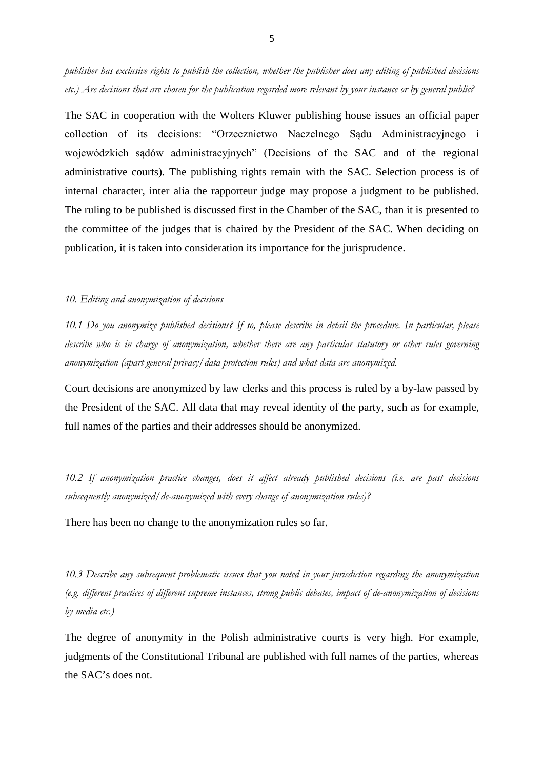*publisher has exclusive rights to publish the collection, whether the publisher does any editing of published decisions etc.) Are decisions that are chosen for the publication regarded more relevant by your instance or by general public?*

The SAC in cooperation with the Wolters Kluwer publishing house issues an official paper collection of its decisions: "Orzecznictwo Naczelnego Sądu Administracyjnego i wojewódzkich sądów administracyjnych" (Decisions of the SAC and of the regional administrative courts). The publishing rights remain with the SAC. Selection process is of internal character, inter alia the rapporteur judge may propose a judgment to be published. The ruling to be published is discussed first in the Chamber of the SAC, than it is presented to the committee of the judges that is chaired by the President of the SAC. When deciding on publication, it is taken into consideration its importance for the jurisprudence.

*10. Editing and anonymization of decisions*

*10.1 Do you anonymize published decisions? If so, please describe in detail the procedure. In particular, please describe who is in charge of anonymization, whether there are any particular statutory or other rules governing anonymization (apart general privacy/data protection rules) and what data are anonymized.*

Court decisions are anonymized by law clerks and this process is ruled by a by-law passed by the President of the SAC. All data that may reveal identity of the party, such as for example, full names of the parties and their addresses should be anonymized.

*10.2 If anonymization practice changes, does it affect already published decisions (i.e. are past decisions subsequently anonymized/de-anonymized with every change of anonymization rules)?*

There has been no change to the anonymization rules so far.

*10.3 Describe any subsequent problematic issues that you noted in your jurisdiction regarding the anonymization (e.g. different practices of different supreme instances, strong public debates, impact of de-anonymization of decisions by media etc.)*

The degree of anonymity in the Polish administrative courts is very high. For example, judgments of the Constitutional Tribunal are published with full names of the parties, whereas the SAC's does not.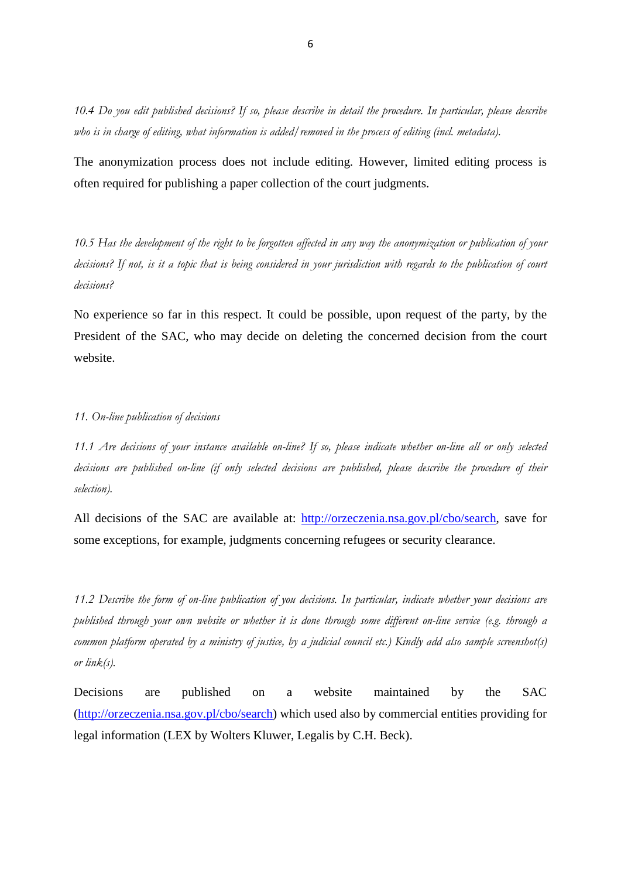*10.4 Do you edit published decisions? If so, please describe in detail the procedure. In particular, please describe who is in charge of editing, what information is added/removed in the process of editing (incl. metadata).*

The anonymization process does not include editing. However, limited editing process is often required for publishing a paper collection of the court judgments.

*10.5 Has the development of the right to be forgotten affected in any way the anonymization or publication of your decisions? If not, is it a topic that is being considered in your jurisdiction with regards to the publication of court decisions?*

No experience so far in this respect. It could be possible, upon request of the party, by the President of the SAC, who may decide on deleting the concerned decision from the court website.

*11. On-line publication of decisions*

*11.1 Are decisions of your instance available on-line? If so, please indicate whether on-line all or only selected decisions are published on-line (if only selected decisions are published, please describe the procedure of their selection).*

All decisions of the SAC are available at: [http://orzeczenia.nsa.gov.pl/cbo/search](http://orzeczenia.nsa.gov.pl/cbo/search), save for some exceptions, for example, judgments concerning refugees or security clearance.

*11.2 Describe the form of on-line publication of you decisions. In particular, indicate whether your decisions are published through your own website or whether it is done through some different on-line service (e.g. through a common platform operated by a ministry of justice, by a judicial council etc.) Kindly add also sample screenshot(s) or link(s).*

Decisions are published on a website maintained by the SAC ([http://orzeczenia.nsa.gov.pl/cbo/search](http://orzeczenia.nsa.gov.pl/cbo/search)) which used also by commercial entities providing for legal information (LEX by Wolters Kluwer, Legalis by C.H. Beck).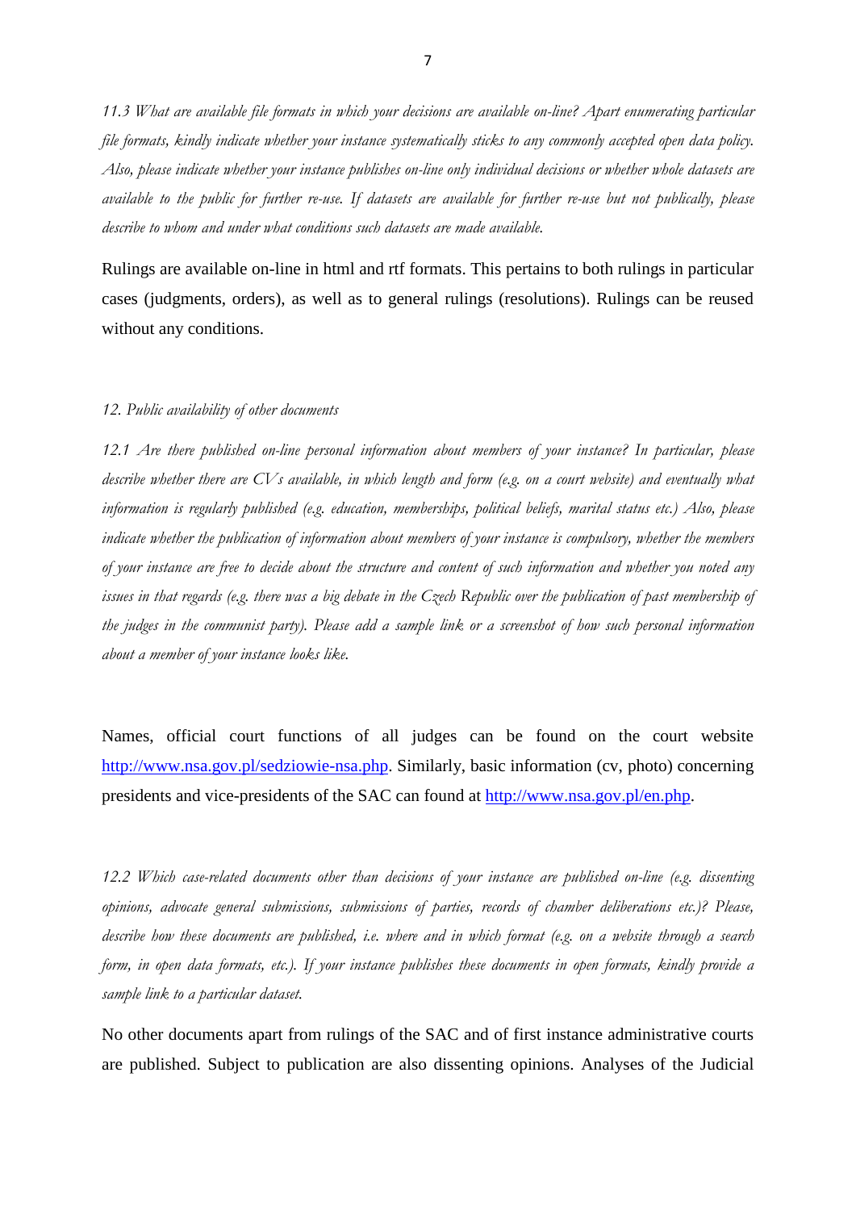*11.3 What are available file formats in which your decisions are available on-line? Apart enumerating particular file formats, kindly indicate whether your instance systematically sticks to any commonly accepted open data policy. Also, please indicate whether your instance publishes on-line only individual decisions or whether whole datasets are available to the public for further re-use. If datasets are available for further re-use but not publically, please describe to whom and under what conditions such datasets are made available.*

Rulings are available on-line in html and rtf formats. This pertains to both rulings in particular cases (judgments, orders), as well as to general rulings (resolutions). Rulings can be reused without any conditions.

*12. Public availability of other documents*

*12.1 Are there published on-line personal information about members of your instance? In particular, please describe whether there are CVs available, in which length and form (e.g. on a court website) and eventually what information is regularly published (e.g. education, memberships, political beliefs, marital status etc.) Also, please indicate whether the publication of information about members of your instance is compulsory, whether the members of your instance are free to decide about the structure and content of such information and whether you noted any issues in that regards (e.g. there was a big debate in the Czech Republic over the publication of past membership of the judges in the communist party). Please add a sample link or a screenshot of how such personal information about a member of your instance looks like.*

Names, official court functions of all judges can be found on the court website [http://www.nsa.gov.pl/sedziowie-nsa.php](http://www.nsa.gov.pl/sedziowie-nsa.php). Similarly, basic information (cv, photo) concerning presidents and vice-presidents of the SAC can found at [http://www.nsa.gov.pl/en.php](http://www.nsa.gov.pl/en.php).

*12.2 Which case-related documents other than decisions of your instance are published on-line (e.g. dissenting opinions, advocate general submissions, submissions of parties, records of chamber deliberations etc.)? Please, describe how these documents are published, i.e. where and in which format (e.g. on a website through a search form, in open data formats, etc.). If your instance publishes these documents in open formats, kindly provide a sample link to a particular dataset.*

No other documents apart from rulings of the SAC and of first instance administrative courts are published. Subject to publication are also dissenting opinions. Analyses of the Judicial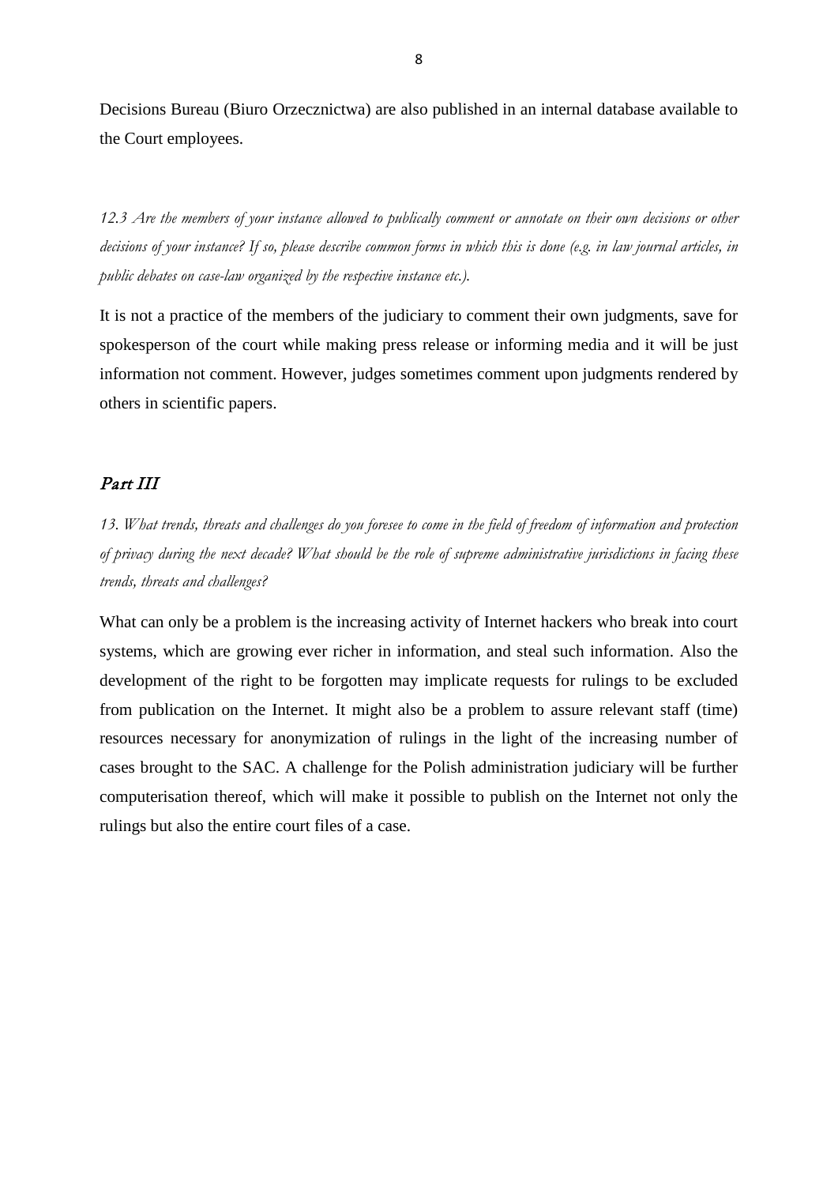Decisions Bureau (Biuro Orzecznictwa) are also published in an internal database available to the Court employees.

*12.3 Are the members of your instance allowed to publically comment or annotate on their own decisions or other decisions of your instance? If so, please describe common forms in which this is done (e.g. in law journal articles, in public debates on case-law organized by the respective instance etc.).*

It is not a practice of the members of the judiciary to comment their own judgments, save for spokesperson of the court while making press release or informing media and it will be just information not comment. However, judges sometimes comment upon judgments rendered by others in scientific papers.

## *Part III*

*13. What trends, threats and challenges do you foresee to come in the field of freedom of information and protection of privacy during the next decade? What should be the role of supreme administrative jurisdictions in facing these trends, threats and challenges?*

What can only be a problem is the increasing activity of Internet hackers who break into court systems, which are growing ever richer in information, and steal such information. Also the development of the right to be forgotten may implicate requests for rulings to be excluded from publication on the Internet. It might also be a problem to assure relevant staff (time) resources necessary for anonymization of rulings in the light of the increasing number of cases brought to the SAC. A challenge for the Polish administration judiciary will be further computerisation thereof, which will make it possible to publish on the Internet not only the rulings but also the entire court files of a case.